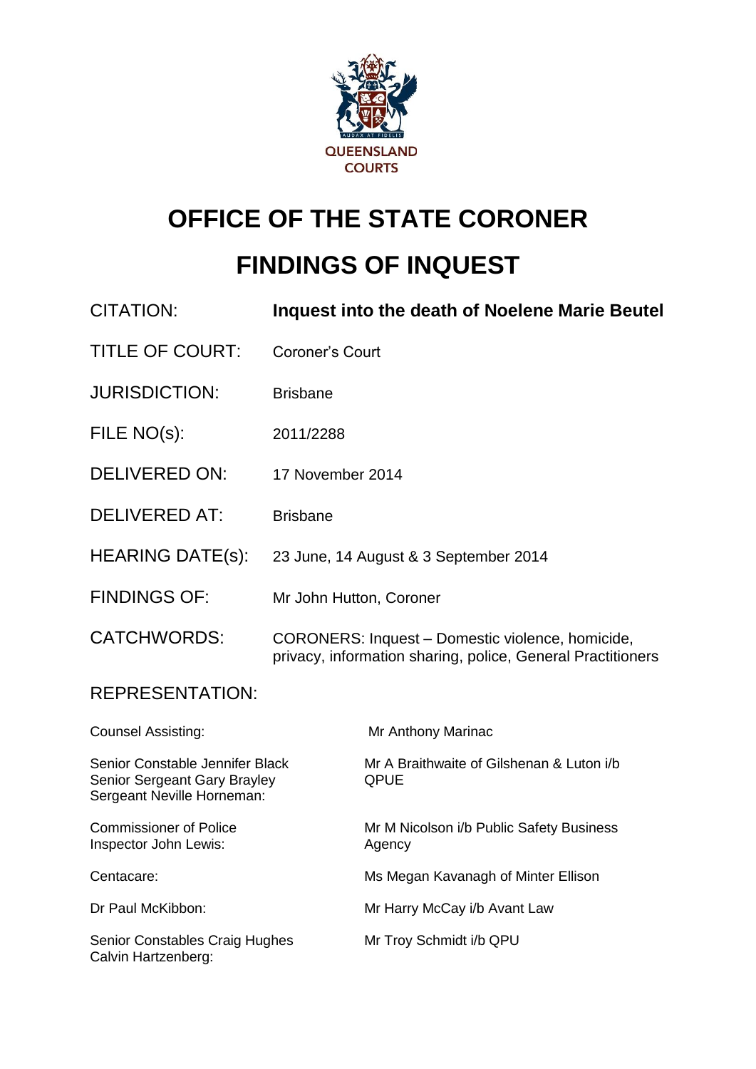QUEENSLAND COURTS

# OFFICE OF THE STATE CORONER

# FINDINGS OF INQUEST

| | |
|---|---|
| CITATION: | **Inquest into the death of Noelene Marie Beutel** |
| TITLE OF COURT: | Coroner's Court |
| JURISDICTION: | Brisbane |
| FILE NO(s): | 2011/2288 |
| DELIVERED ON: | 17 November 2014 |
| DELIVERED AT: | Brisbane |
| HEARING DATE(s): | 23 June, 14 August & 3 September 2014 |
| FINDINGS OF: | Mr John Hutton, Coroner |
| CATCHWORDS: | CORONERS: Inquest – Domestic violence, homicide, privacy, information sharing, police, General Practitioners |

## REPRESENTATION:

| | |
|---|---|
| Counsel Assisting: | Mr Anthony Marinac |
| Senior Constable Jennifer Black<br>Senior Sergeant Gary Brayley<br>Sergeant Neville Horneman: | Mr A Braithwaite of Gilshenan & Luton i/b QPUE |
| Commissioner of Police<br>Inspector John Lewis: | Mr M Nicolson i/b Public Safety Business Agency |
| Centacare: | Ms Megan Kavanagh of Minter Ellison |
| Dr Paul McKibbon: | Mr Harry McCay i/b Avant Law |
| Senior Constables Craig Hughes<br>Calvin Hartzenberg: | Mr Troy Schmidt i/b QPU |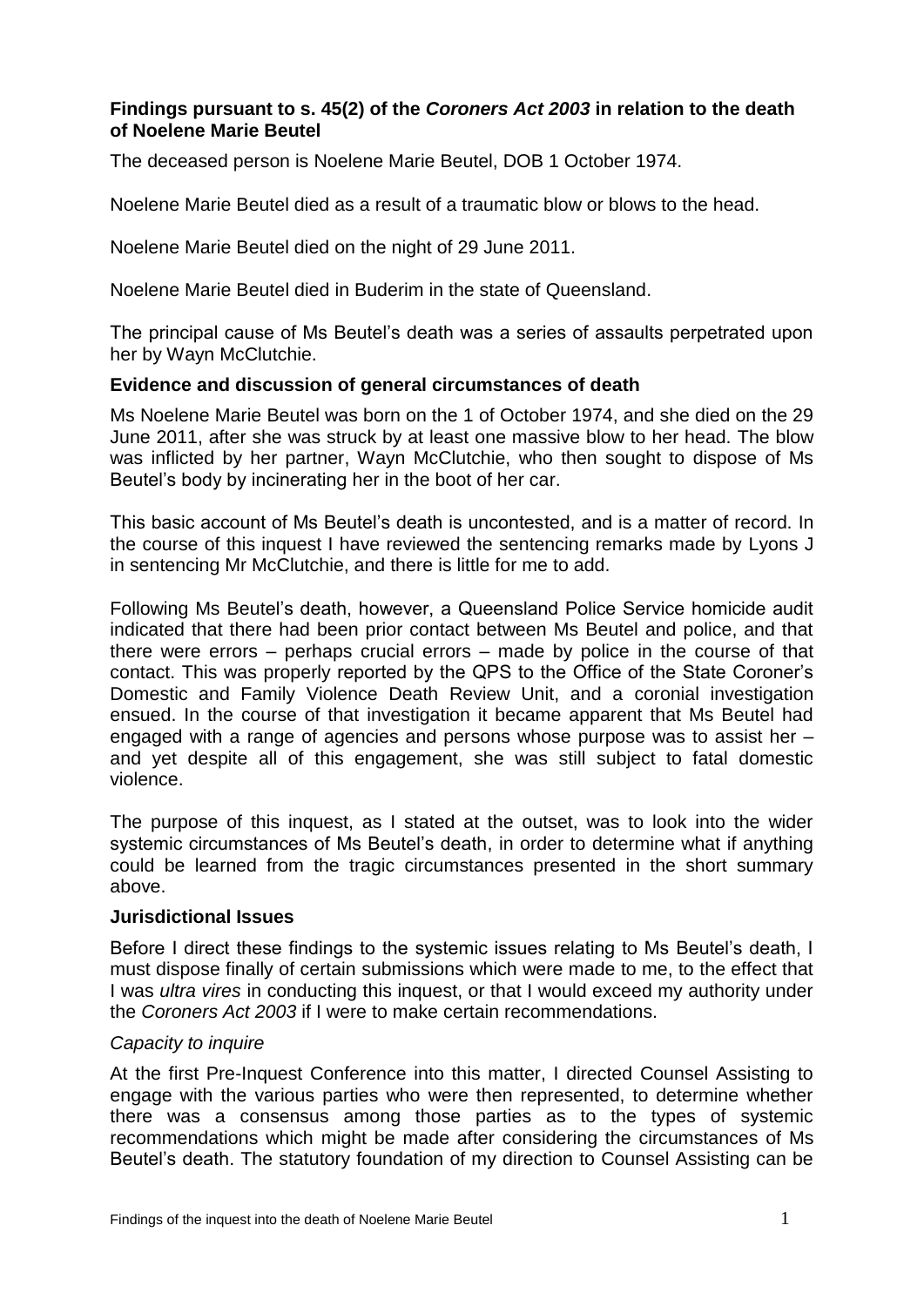**Findings pursuant to s. 45(2) of the *Coroners Act 2003* in relation to the death of Noelene Marie Beutel**

The deceased person is Noelene Marie Beutel, DOB 1 October 1974.

Noelene Marie Beutel died as a result of a traumatic blow or blows to the head.

Noelene Marie Beutel died on the night of 29 June 2011.

Noelene Marie Beutel died in Buderim in the state of Queensland.

The principal cause of Ms Beutel's death was a series of assaults perpetrated upon her by Wayn McClutchie.

## Evidence and discussion of general circumstances of death

Ms Noelene Marie Beutel was born on the 1 of October 1974, and she died on the 29 June 2011, after she was struck by at least one massive blow to her head. The blow was inflicted by her partner, Wayn McClutchie, who then sought to dispose of Ms Beutel's body by incinerating her in the boot of her car.

This basic account of Ms Beutel's death is uncontested, and is a matter of record. In the course of this inquest I have reviewed the sentencing remarks made by Lyons J in sentencing Mr McClutchie, and there is little for me to add.

Following Ms Beutel's death, however, a Queensland Police Service homicide audit indicated that there had been prior contact between Ms Beutel and police, and that there were errors – perhaps crucial errors – made by police in the course of that contact. This was properly reported by the QPS to the Office of the State Coroner's Domestic and Family Violence Death Review Unit, and a coronial investigation ensued. In the course of that investigation it became apparent that Ms Beutel had engaged with a range of agencies and persons whose purpose was to assist her – and yet despite all of this engagement, she was still subject to fatal domestic violence.

The purpose of this inquest, as I stated at the outset, was to look into the wider systemic circumstances of Ms Beutel's death, in order to determine what if anything could be learned from the tragic circumstances presented in the short summary above.

## Jurisdictional Issues

Before I direct these findings to the systemic issues relating to Ms Beutel's death, I must dispose finally of certain submissions which were made to me, to the effect that I was *ultra vires* in conducting this inquest, or that I would exceed my authority under the *Coroners Act 2003* if I were to make certain recommendations.

### *Capacity to inquire*

At the first Pre-Inquest Conference into this matter, I directed Counsel Assisting to engage with the various parties who were then represented, to determine whether there was a consensus among those parties as to the types of systemic recommendations which might be made after considering the circumstances of Ms Beutel's death. The statutory foundation of my direction to Counsel Assisting can be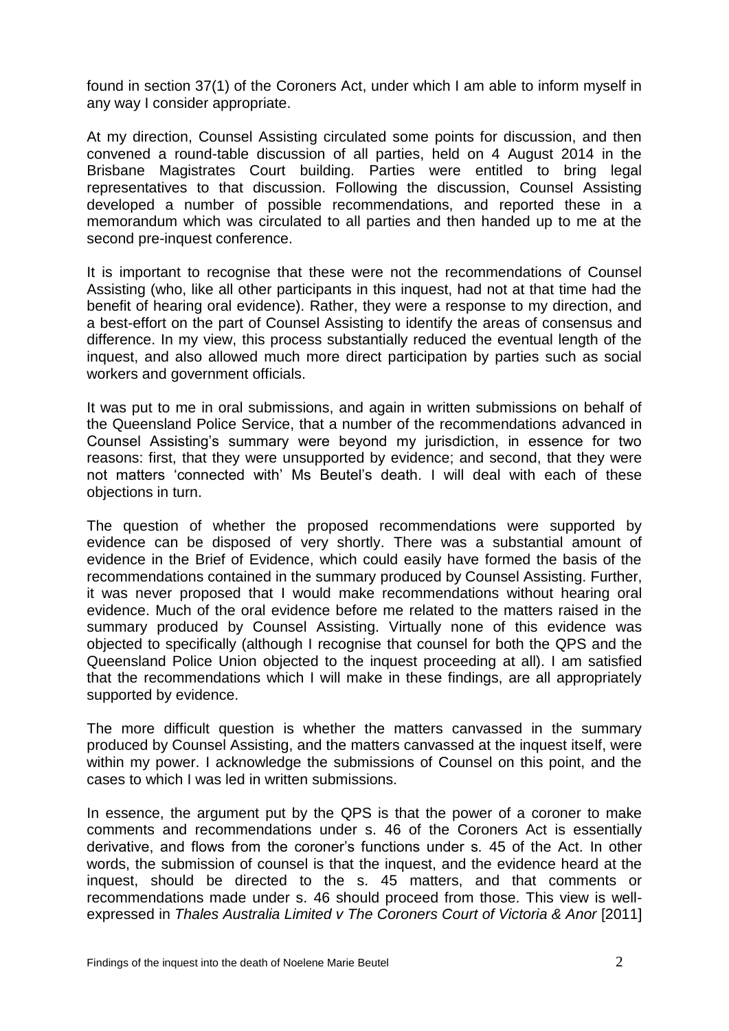found in section 37(1) of the Coroners Act, under which I am able to inform myself in any way I consider appropriate.

At my direction, Counsel Assisting circulated some points for discussion, and then convened a round-table discussion of all parties, held on 4 August 2014 in the Brisbane Magistrates Court building. Parties were entitled to bring legal representatives to that discussion. Following the discussion, Counsel Assisting developed a number of possible recommendations, and reported these in a memorandum which was circulated to all parties and then handed up to me at the second pre-inquest conference.

It is important to recognise that these were not the recommendations of Counsel Assisting (who, like all other participants in this inquest, had not at that time had the benefit of hearing oral evidence). Rather, they were a response to my direction, and a best-effort on the part of Counsel Assisting to identify the areas of consensus and difference. In my view, this process substantially reduced the eventual length of the inquest, and also allowed much more direct participation by parties such as social workers and government officials.

It was put to me in oral submissions, and again in written submissions on behalf of the Queensland Police Service, that a number of the recommendations advanced in Counsel Assisting's summary were beyond my jurisdiction, in essence for two reasons: first, that they were unsupported by evidence; and second, that they were not matters 'connected with' Ms Beutel's death. I will deal with each of these objections in turn.

The question of whether the proposed recommendations were supported by evidence can be disposed of very shortly. There was a substantial amount of evidence in the Brief of Evidence, which could easily have formed the basis of the recommendations contained in the summary produced by Counsel Assisting. Further, it was never proposed that I would make recommendations without hearing oral evidence. Much of the oral evidence before me related to the matters raised in the summary produced by Counsel Assisting. Virtually none of this evidence was objected to specifically (although I recognise that counsel for both the QPS and the Queensland Police Union objected to the inquest proceeding at all). I am satisfied that the recommendations which I will make in these findings, are all appropriately supported by evidence.

The more difficult question is whether the matters canvassed in the summary produced by Counsel Assisting, and the matters canvassed at the inquest itself, were within my power. I acknowledge the submissions of Counsel on this point, and the cases to which I was led in written submissions.

In essence, the argument put by the QPS is that the power of a coroner to make comments and recommendations under s. 46 of the Coroners Act is essentially derivative, and flows from the coroner's functions under s. 45 of the Act. In other words, the submission of counsel is that the inquest, and the evidence heard at the inquest, should be directed to the s. 45 matters, and that comments or recommendations made under s. 46 should proceed from those. This view is well-expressed in *Thales Australia Limited v The Coroners Court of Victoria & Anor* [2011]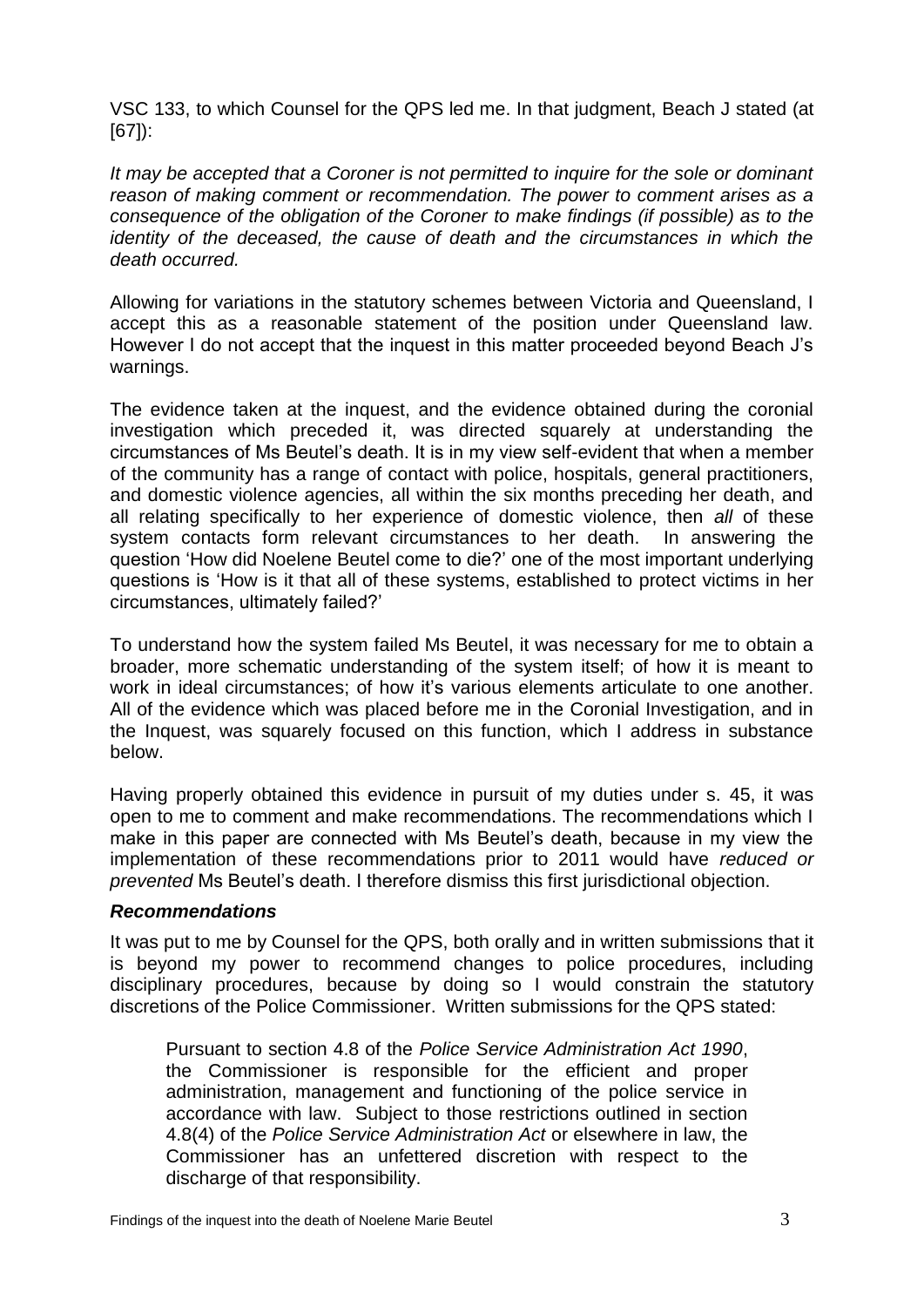VSC 133, to which Counsel for the QPS led me. In that judgment, Beach J stated (at [67]):

*It may be accepted that a Coroner is not permitted to inquire for the sole or dominant reason of making comment or recommendation. The power to comment arises as a consequence of the obligation of the Coroner to make findings (if possible) as to the identity of the deceased, the cause of death and the circumstances in which the death occurred.*

Allowing for variations in the statutory schemes between Victoria and Queensland, I accept this as a reasonable statement of the position under Queensland law. However I do not accept that the inquest in this matter proceeded beyond Beach J's warnings.

The evidence taken at the inquest, and the evidence obtained during the coronial investigation which preceded it, was directed squarely at understanding the circumstances of Ms Beutel's death. It is in my view self-evident that when a member of the community has a range of contact with police, hospitals, general practitioners, and domestic violence agencies, all within the six months preceding her death, and all relating specifically to her experience of domestic violence, then *all* of these system contacts form relevant circumstances to her death. In answering the question 'How did Noelene Beutel come to die?' one of the most important underlying questions is 'How is it that all of these systems, established to protect victims in her circumstances, ultimately failed?'

To understand how the system failed Ms Beutel, it was necessary for me to obtain a broader, more schematic understanding of the system itself; of how it is meant to work in ideal circumstances; of how it's various elements articulate to one another. All of the evidence which was placed before me in the Coronial Investigation, and in the Inquest, was squarely focused on this function, which I address in substance below.

Having properly obtained this evidence in pursuit of my duties under s. 45, it was open to me to comment and make recommendations. The recommendations which I make in this paper are connected with Ms Beutel's death, because in my view the implementation of these recommendations prior to 2011 would have *reduced or prevented* Ms Beutel's death. I therefore dismiss this first jurisdictional objection.

***Recommendations***

It was put to me by Counsel for the QPS, both orally and in written submissions that it is beyond my power to recommend changes to police procedures, including disciplinary procedures, because by doing so I would constrain the statutory discretions of the Police Commissioner. Written submissions for the QPS stated:

> Pursuant to section 4.8 of the *Police Service Administration Act 1990*, the Commissioner is responsible for the efficient and proper administration, management and functioning of the police service in accordance with law. Subject to those restrictions outlined in section 4.8(4) of the *Police Service Administration Act* or elsewhere in law, the Commissioner has an unfettered discretion with respect to the discharge of that responsibility.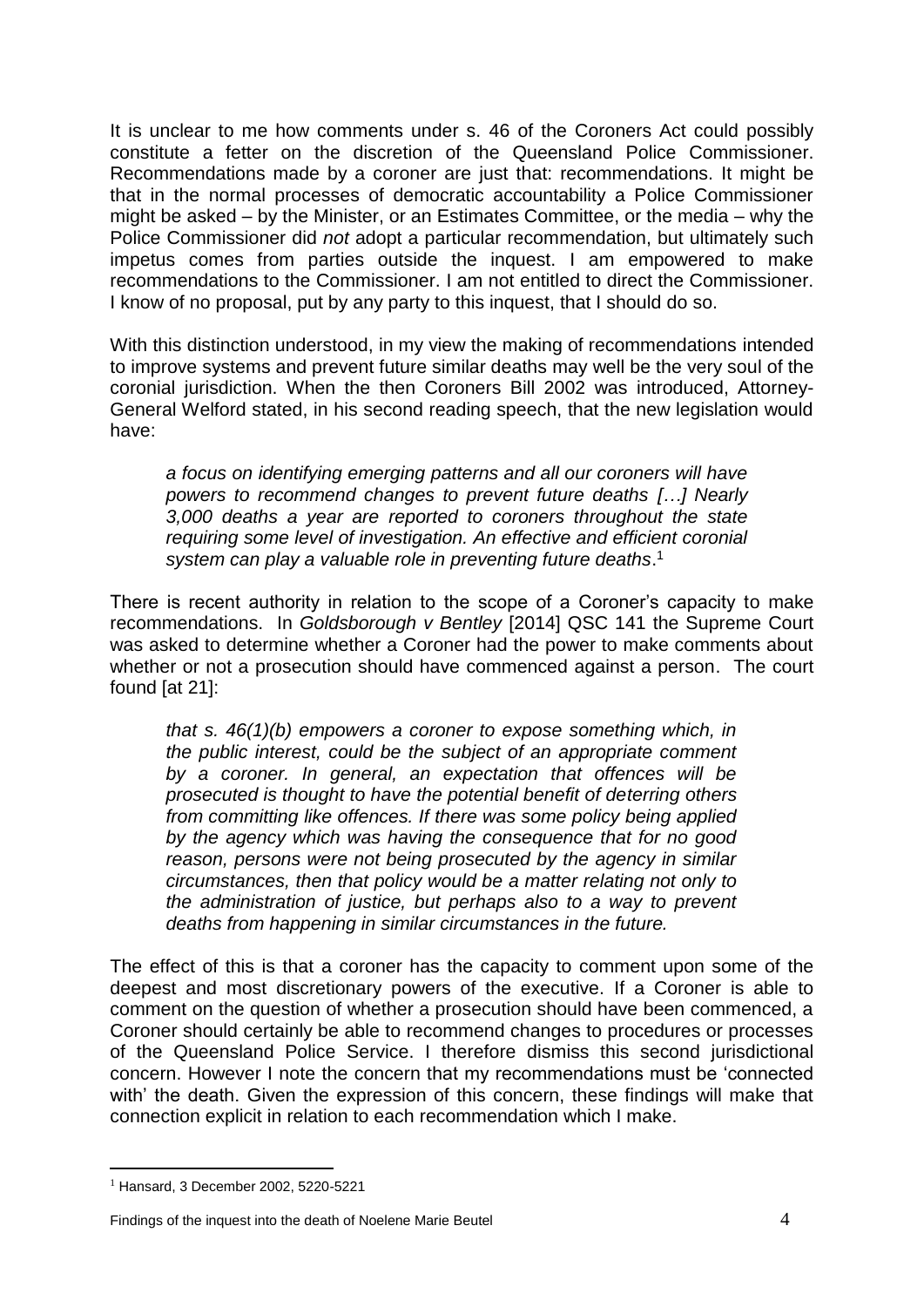It is unclear to me how comments under s. 46 of the Coroners Act could possibly constitute a fetter on the discretion of the Queensland Police Commissioner. Recommendations made by a coroner are just that: recommendations. It might be that in the normal processes of democratic accountability a Police Commissioner might be asked – by the Minister, or an Estimates Committee, or the media – why the Police Commissioner did *not* adopt a particular recommendation, but ultimately such impetus comes from parties outside the inquest. I am empowered to make recommendations to the Commissioner. I am not entitled to direct the Commissioner. I know of no proposal, put by any party to this inquest, that I should do so.

With this distinction understood, in my view the making of recommendations intended to improve systems and prevent future similar deaths may well be the very soul of the coronial jurisdiction. When the then Coroners Bill 2002 was introduced, Attorney-General Welford stated, in his second reading speech, that the new legislation would have:

> *a focus on identifying emerging patterns and all our coroners will have powers to recommend changes to prevent future deaths […] Nearly 3,000 deaths a year are reported to coroners throughout the state requiring some level of investigation. An effective and efficient coronial system can play a valuable role in preventing future deaths*.[1]

There is recent authority in relation to the scope of a Coroner's capacity to make recommendations. In *Goldsborough v Bentley* [2014] QSC 141 the Supreme Court was asked to determine whether a Coroner had the power to make comments about whether or not a prosecution should have commenced against a person. The court found [at 21]:

> *that s. 46(1)(b) empowers a coroner to expose something which, in the public interest, could be the subject of an appropriate comment by a coroner. In general, an expectation that offences will be prosecuted is thought to have the potential benefit of deterring others from committing like offences. If there was some policy being applied by the agency which was having the consequence that for no good reason, persons were not being prosecuted by the agency in similar circumstances, then that policy would be a matter relating not only to the administration of justice, but perhaps also to a way to prevent deaths from happening in similar circumstances in the future.*

The effect of this is that a coroner has the capacity to comment upon some of the deepest and most discretionary powers of the executive. If a Coroner is able to comment on the question of whether a prosecution should have been commenced, a Coroner should certainly be able to recommend changes to procedures or processes of the Queensland Police Service. I therefore dismiss this second jurisdictional concern. However I note the concern that my recommendations must be 'connected with' the death. Given the expression of this concern, these findings will make that connection explicit in relation to each recommendation which I make.

[1] Hansard, 3 December 2002, 5220-5221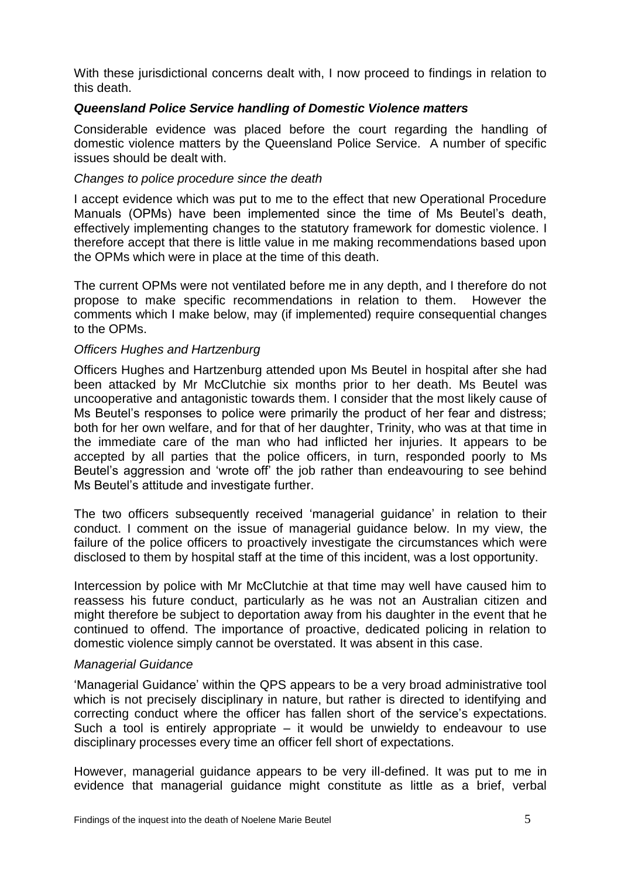With these jurisdictional concerns dealt with, I now proceed to findings in relation to this death.

### *Queensland Police Service handling of Domestic Violence matters*

Considerable evidence was placed before the court regarding the handling of domestic violence matters by the Queensland Police Service. A number of specific issues should be dealt with.

#### *Changes to police procedure since the death*

I accept evidence which was put to me to the effect that new Operational Procedure Manuals (OPMs) have been implemented since the time of Ms Beutel's death, effectively implementing changes to the statutory framework for domestic violence. I therefore accept that there is little value in me making recommendations based upon the OPMs which were in place at the time of this death.

The current OPMs were not ventilated before me in any depth, and I therefore do not propose to make specific recommendations in relation to them. However the comments which I make below, may (if implemented) require consequential changes to the OPMs.

#### *Officers Hughes and Hartzenburg*

Officers Hughes and Hartzenburg attended upon Ms Beutel in hospital after she had been attacked by Mr McClutchie six months prior to her death. Ms Beutel was uncooperative and antagonistic towards them. I consider that the most likely cause of Ms Beutel's responses to police were primarily the product of her fear and distress; both for her own welfare, and for that of her daughter, Trinity, who was at that time in the immediate care of the man who had inflicted her injuries. It appears to be accepted by all parties that the police officers, in turn, responded poorly to Ms Beutel's aggression and 'wrote off' the job rather than endeavouring to see behind Ms Beutel's attitude and investigate further.

The two officers subsequently received 'managerial guidance' in relation to their conduct. I comment on the issue of managerial guidance below. In my view, the failure of the police officers to proactively investigate the circumstances which were disclosed to them by hospital staff at the time of this incident, was a lost opportunity.

Intercession by police with Mr McClutchie at that time may well have caused him to reassess his future conduct, particularly as he was not an Australian citizen and might therefore be subject to deportation away from his daughter in the event that he continued to offend. The importance of proactive, dedicated policing in relation to domestic violence simply cannot be overstated. It was absent in this case.

#### *Managerial Guidance*

'Managerial Guidance' within the QPS appears to be a very broad administrative tool which is not precisely disciplinary in nature, but rather is directed to identifying and correcting conduct where the officer has fallen short of the service's expectations. Such a tool is entirely appropriate – it would be unwieldy to endeavour to use disciplinary processes every time an officer fell short of expectations.

However, managerial guidance appears to be very ill-defined. It was put to me in evidence that managerial guidance might constitute as little as a brief, verbal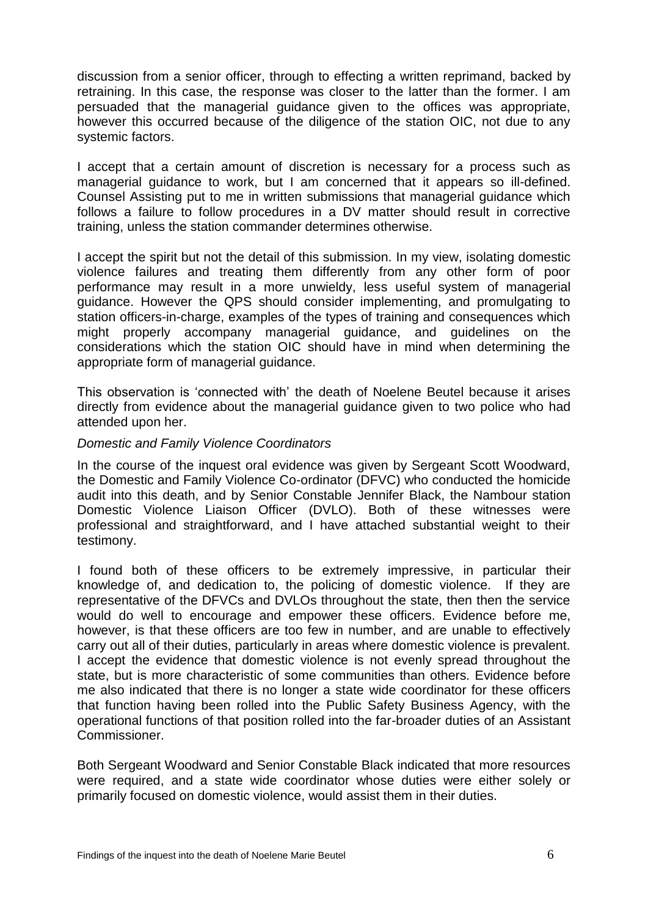discussion from a senior officer, through to effecting a written reprimand, backed by retraining. In this case, the response was closer to the latter than the former. I am persuaded that the managerial guidance given to the offices was appropriate, however this occurred because of the diligence of the station OIC, not due to any systemic factors.

I accept that a certain amount of discretion is necessary for a process such as managerial guidance to work, but I am concerned that it appears so ill-defined. Counsel Assisting put to me in written submissions that managerial guidance which follows a failure to follow procedures in a DV matter should result in corrective training, unless the station commander determines otherwise.

I accept the spirit but not the detail of this submission. In my view, isolating domestic violence failures and treating them differently from any other form of poor performance may result in a more unwieldy, less useful system of managerial guidance. However the QPS should consider implementing, and promulgating to station officers-in-charge, examples of the types of training and consequences which might properly accompany managerial guidance, and guidelines on the considerations which the station OIC should have in mind when determining the appropriate form of managerial guidance.

This observation is 'connected with' the death of Noelene Beutel because it arises directly from evidence about the managerial guidance given to two police who had attended upon her.

*Domestic and Family Violence Coordinators*

In the course of the inquest oral evidence was given by Sergeant Scott Woodward, the Domestic and Family Violence Co-ordinator (DFVC) who conducted the homicide audit into this death, and by Senior Constable Jennifer Black, the Nambour station Domestic Violence Liaison Officer (DVLO). Both of these witnesses were professional and straightforward, and I have attached substantial weight to their testimony.

I found both of these officers to be extremely impressive, in particular their knowledge of, and dedication to, the policing of domestic violence. If they are representative of the DFVCs and DVLOs throughout the state, then then the service would do well to encourage and empower these officers. Evidence before me, however, is that these officers are too few in number, and are unable to effectively carry out all of their duties, particularly in areas where domestic violence is prevalent. I accept the evidence that domestic violence is not evenly spread throughout the state, but is more characteristic of some communities than others. Evidence before me also indicated that there is no longer a state wide coordinator for these officers that function having been rolled into the Public Safety Business Agency, with the operational functions of that position rolled into the far-broader duties of an Assistant Commissioner.

Both Sergeant Woodward and Senior Constable Black indicated that more resources were required, and a state wide coordinator whose duties were either solely or primarily focused on domestic violence, would assist them in their duties.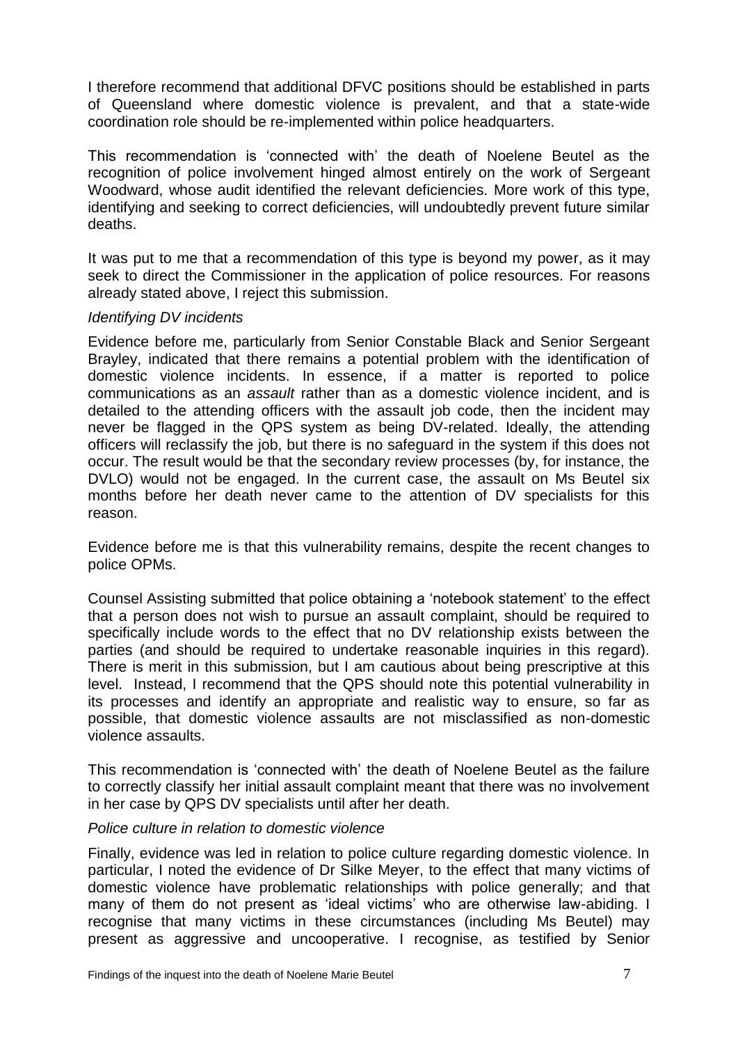I therefore recommend that additional DFVC positions should be established in parts of Queensland where domestic violence is prevalent, and that a state-wide coordination role should be re-implemented within police headquarters.

This recommendation is 'connected with' the death of Noelene Beutel as the recognition of police involvement hinged almost entirely on the work of Sergeant Woodward, whose audit identified the relevant deficiencies. More work of this type, identifying and seeking to correct deficiencies, will undoubtedly prevent future similar deaths.

It was put to me that a recommendation of this type is beyond my power, as it may seek to direct the Commissioner in the application of police resources. For reasons already stated above, I reject this submission.

*Identifying DV incidents*

Evidence before me, particularly from Senior Constable Black and Senior Sergeant Brayley, indicated that there remains a potential problem with the identification of domestic violence incidents. In essence, if a matter is reported to police communications as an *assault* rather than as a domestic violence incident, and is detailed to the attending officers with the assault job code, then the incident may never be flagged in the QPS system as being DV-related. Ideally, the attending officers will reclassify the job, but there is no safeguard in the system if this does not occur. The result would be that the secondary review processes (by, for instance, the DVLO) would not be engaged. In the current case, the assault on Ms Beutel six months before her death never came to the attention of DV specialists for this reason.

Evidence before me is that this vulnerability remains, despite the recent changes to police OPMs.

Counsel Assisting submitted that police obtaining a 'notebook statement' to the effect that a person does not wish to pursue an assault complaint, should be required to specifically include words to the effect that no DV relationship exists between the parties (and should be required to undertake reasonable inquiries in this regard). There is merit in this submission, but I am cautious about being prescriptive at this level. Instead, I recommend that the QPS should note this potential vulnerability in its processes and identify an appropriate and realistic way to ensure, so far as possible, that domestic violence assaults are not misclassified as non-domestic violence assaults.

This recommendation is 'connected with' the death of Noelene Beutel as the failure to correctly classify her initial assault complaint meant that there was no involvement in her case by QPS DV specialists until after her death.

*Police culture in relation to domestic violence*

Finally, evidence was led in relation to police culture regarding domestic violence. In particular, I noted the evidence of Dr Silke Meyer, to the effect that many victims of domestic violence have problematic relationships with police generally; and that many of them do not present as 'ideal victims' who are otherwise law-abiding. I recognise that many victims in these circumstances (including Ms Beutel) may present as aggressive and uncooperative. I recognise, as testified by Senior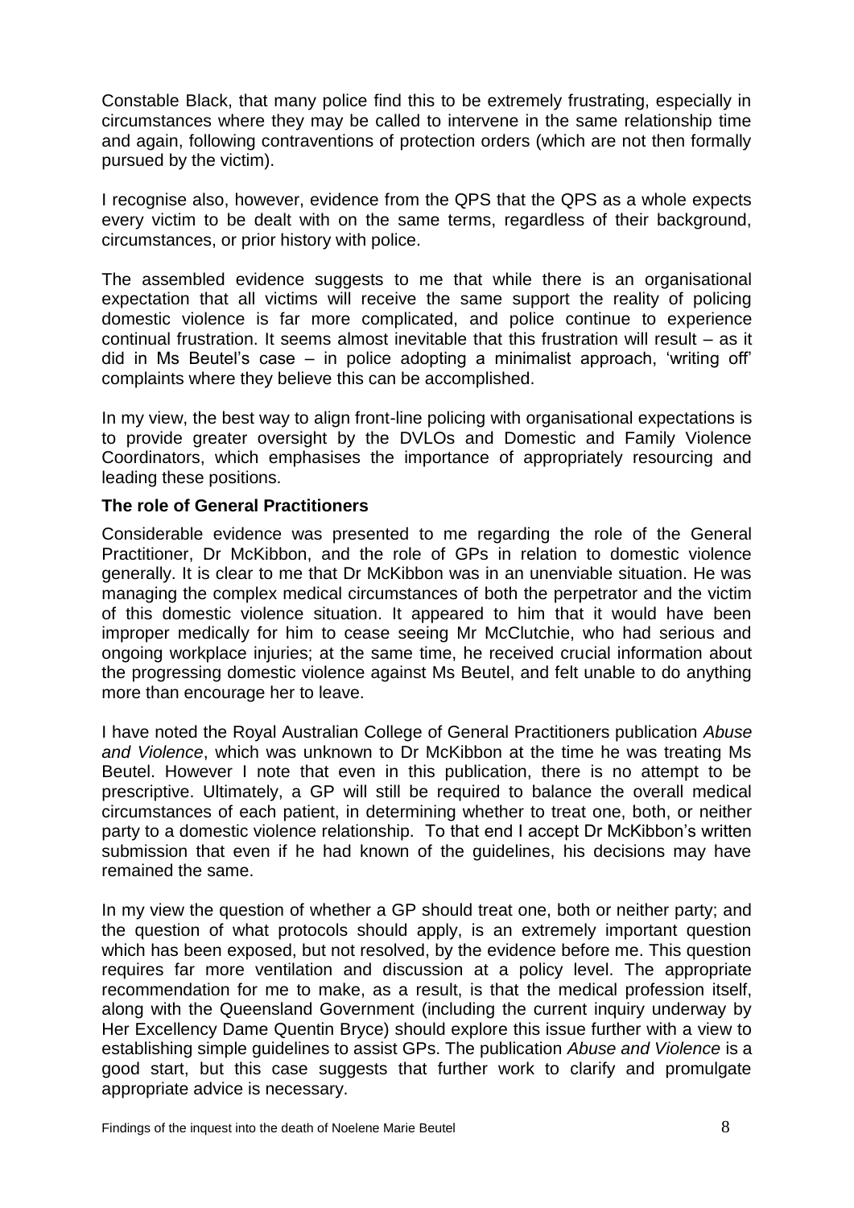Constable Black, that many police find this to be extremely frustrating, especially in circumstances where they may be called to intervene in the same relationship time and again, following contraventions of protection orders (which are not then formally pursued by the victim).

I recognise also, however, evidence from the QPS that the QPS as a whole expects every victim to be dealt with on the same terms, regardless of their background, circumstances, or prior history with police.

The assembled evidence suggests to me that while there is an organisational expectation that all victims will receive the same support the reality of policing domestic violence is far more complicated, and police continue to experience continual frustration. It seems almost inevitable that this frustration will result – as it did in Ms Beutel's case – in police adopting a minimalist approach, 'writing off' complaints where they believe this can be accomplished.

In my view, the best way to align front-line policing with organisational expectations is to provide greater oversight by the DVLOs and Domestic and Family Violence Coordinators, which emphasises the importance of appropriately resourcing and leading these positions.

### The role of General Practitioners

Considerable evidence was presented to me regarding the role of the General Practitioner, Dr McKibbon, and the role of GPs in relation to domestic violence generally. It is clear to me that Dr McKibbon was in an unenviable situation. He was managing the complex medical circumstances of both the perpetrator and the victim of this domestic violence situation. It appeared to him that it would have been improper medically for him to cease seeing Mr McClutchie, who had serious and ongoing workplace injuries; at the same time, he received crucial information about the progressing domestic violence against Ms Beutel, and felt unable to do anything more than encourage her to leave.

I have noted the Royal Australian College of General Practitioners publication *Abuse and Violence*, which was unknown to Dr McKibbon at the time he was treating Ms Beutel. However I note that even in this publication, there is no attempt to be prescriptive. Ultimately, a GP will still be required to balance the overall medical circumstances of each patient, in determining whether to treat one, both, or neither party to a domestic violence relationship. To that end I accept Dr McKibbon's written submission that even if he had known of the guidelines, his decisions may have remained the same.

In my view the question of whether a GP should treat one, both or neither party; and the question of what protocols should apply, is an extremely important question which has been exposed, but not resolved, by the evidence before me. This question requires far more ventilation and discussion at a policy level. The appropriate recommendation for me to make, as a result, is that the medical profession itself, along with the Queensland Government (including the current inquiry underway by Her Excellency Dame Quentin Bryce) should explore this issue further with a view to establishing simple guidelines to assist GPs. The publication *Abuse and Violence* is a good start, but this case suggests that further work to clarify and promulgate appropriate advice is necessary.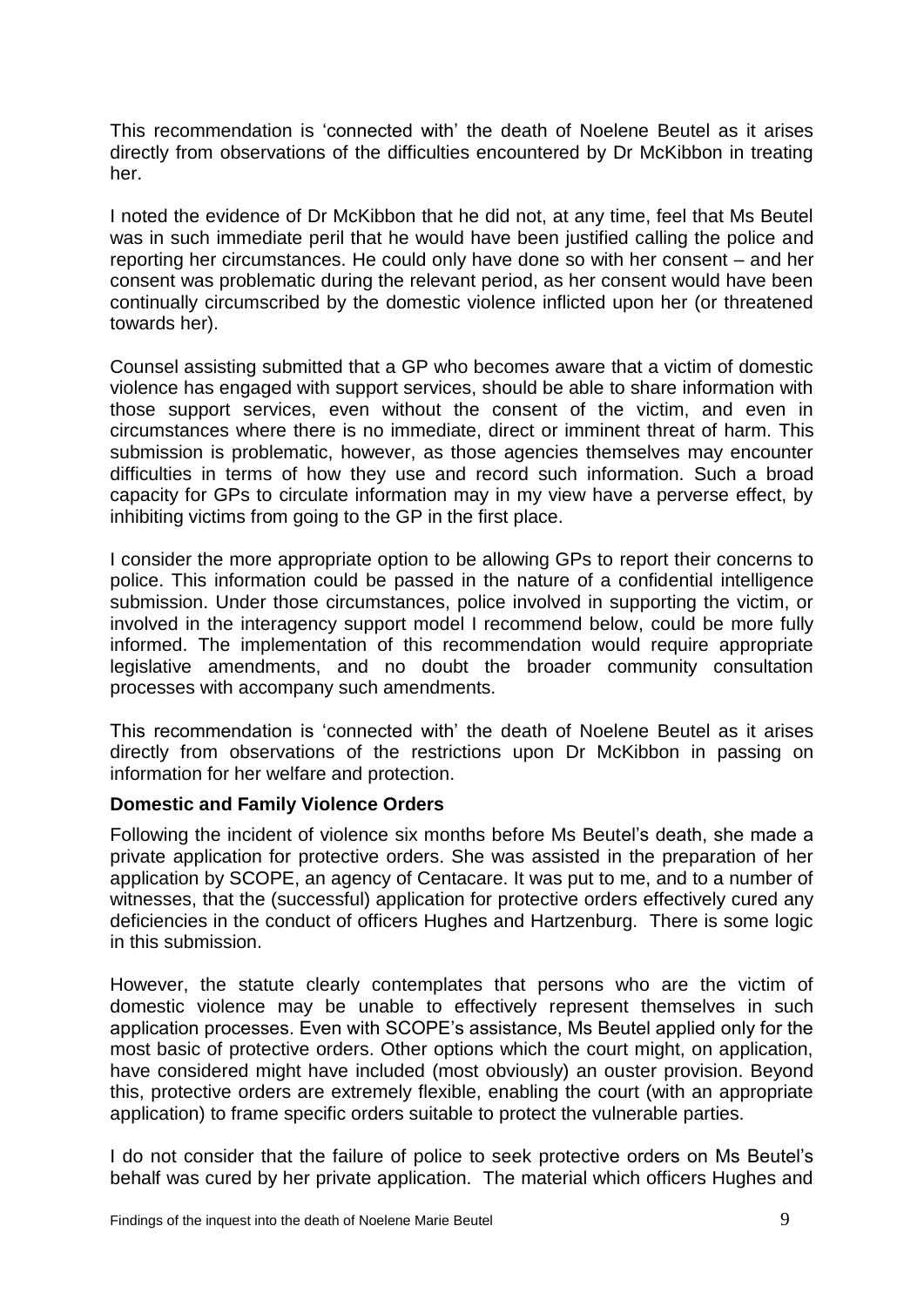This recommendation is 'connected with' the death of Noelene Beutel as it arises directly from observations of the difficulties encountered by Dr McKibbon in treating her.

I noted the evidence of Dr McKibbon that he did not, at any time, feel that Ms Beutel was in such immediate peril that he would have been justified calling the police and reporting her circumstances. He could only have done so with her consent – and her consent was problematic during the relevant period, as her consent would have been continually circumscribed by the domestic violence inflicted upon her (or threatened towards her).

Counsel assisting submitted that a GP who becomes aware that a victim of domestic violence has engaged with support services, should be able to share information with those support services, even without the consent of the victim, and even in circumstances where there is no immediate, direct or imminent threat of harm. This submission is problematic, however, as those agencies themselves may encounter difficulties in terms of how they use and record such information. Such a broad capacity for GPs to circulate information may in my view have a perverse effect, by inhibiting victims from going to the GP in the first place.

I consider the more appropriate option to be allowing GPs to report their concerns to police. This information could be passed in the nature of a confidential intelligence submission. Under those circumstances, police involved in supporting the victim, or involved in the interagency support model I recommend below, could be more fully informed. The implementation of this recommendation would require appropriate legislative amendments, and no doubt the broader community consultation processes with accompany such amendments.

This recommendation is 'connected with' the death of Noelene Beutel as it arises directly from observations of the restrictions upon Dr McKibbon in passing on information for her welfare and protection.

**Domestic and Family Violence Orders**

Following the incident of violence six months before Ms Beutel's death, she made a private application for protective orders. She was assisted in the preparation of her application by SCOPE, an agency of Centacare. It was put to me, and to a number of witnesses, that the (successful) application for protective orders effectively cured any deficiencies in the conduct of officers Hughes and Hartzenburg. There is some logic in this submission.

However, the statute clearly contemplates that persons who are the victim of domestic violence may be unable to effectively represent themselves in such application processes. Even with SCOPE's assistance, Ms Beutel applied only for the most basic of protective orders. Other options which the court might, on application, have considered might have included (most obviously) an ouster provision. Beyond this, protective orders are extremely flexible, enabling the court (with an appropriate application) to frame specific orders suitable to protect the vulnerable parties.

I do not consider that the failure of police to seek protective orders on Ms Beutel's behalf was cured by her private application. The material which officers Hughes and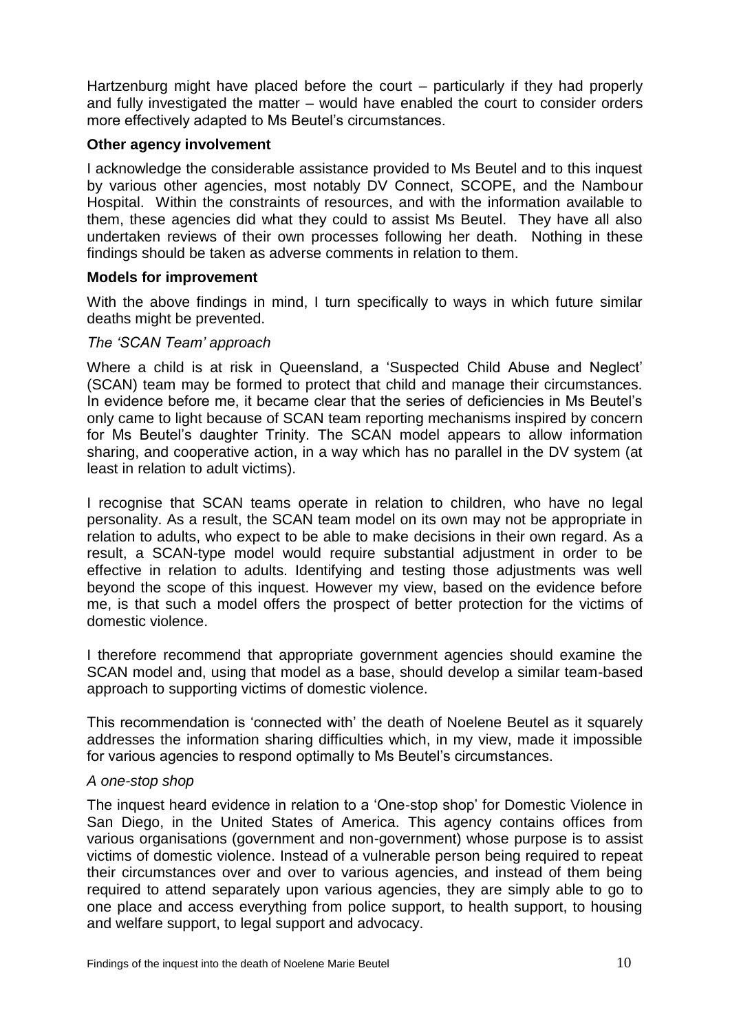Hartzenburg might have placed before the court – particularly if they had properly and fully investigated the matter – would have enabled the court to consider orders more effectively adapted to Ms Beutel's circumstances.

**Other agency involvement**

I acknowledge the considerable assistance provided to Ms Beutel and to this inquest by various other agencies, most notably DV Connect, SCOPE, and the Nambour Hospital. Within the constraints of resources, and with the information available to them, these agencies did what they could to assist Ms Beutel. They have all also undertaken reviews of their own processes following her death. Nothing in these findings should be taken as adverse comments in relation to them.

**Models for improvement**

With the above findings in mind, I turn specifically to ways in which future similar deaths might be prevented.

*The 'SCAN Team' approach*

Where a child is at risk in Queensland, a 'Suspected Child Abuse and Neglect' (SCAN) team may be formed to protect that child and manage their circumstances. In evidence before me, it became clear that the series of deficiencies in Ms Beutel's only came to light because of SCAN team reporting mechanisms inspired by concern for Ms Beutel's daughter Trinity. The SCAN model appears to allow information sharing, and cooperative action, in a way which has no parallel in the DV system (at least in relation to adult victims).

I recognise that SCAN teams operate in relation to children, who have no legal personality. As a result, the SCAN team model on its own may not be appropriate in relation to adults, who expect to be able to make decisions in their own regard. As a result, a SCAN-type model would require substantial adjustment in order to be effective in relation to adults. Identifying and testing those adjustments was well beyond the scope of this inquest. However my view, based on the evidence before me, is that such a model offers the prospect of better protection for the victims of domestic violence.

I therefore recommend that appropriate government agencies should examine the SCAN model and, using that model as a base, should develop a similar team-based approach to supporting victims of domestic violence.

This recommendation is 'connected with' the death of Noelene Beutel as it squarely addresses the information sharing difficulties which, in my view, made it impossible for various agencies to respond optimally to Ms Beutel's circumstances.

*A one-stop shop*

The inquest heard evidence in relation to a 'One-stop shop' for Domestic Violence in San Diego, in the United States of America. This agency contains offices from various organisations (government and non-government) whose purpose is to assist victims of domestic violence. Instead of a vulnerable person being required to repeat their circumstances over and over to various agencies, and instead of them being required to attend separately upon various agencies, they are simply able to go to one place and access everything from police support, to health support, to housing and welfare support, to legal support and advocacy.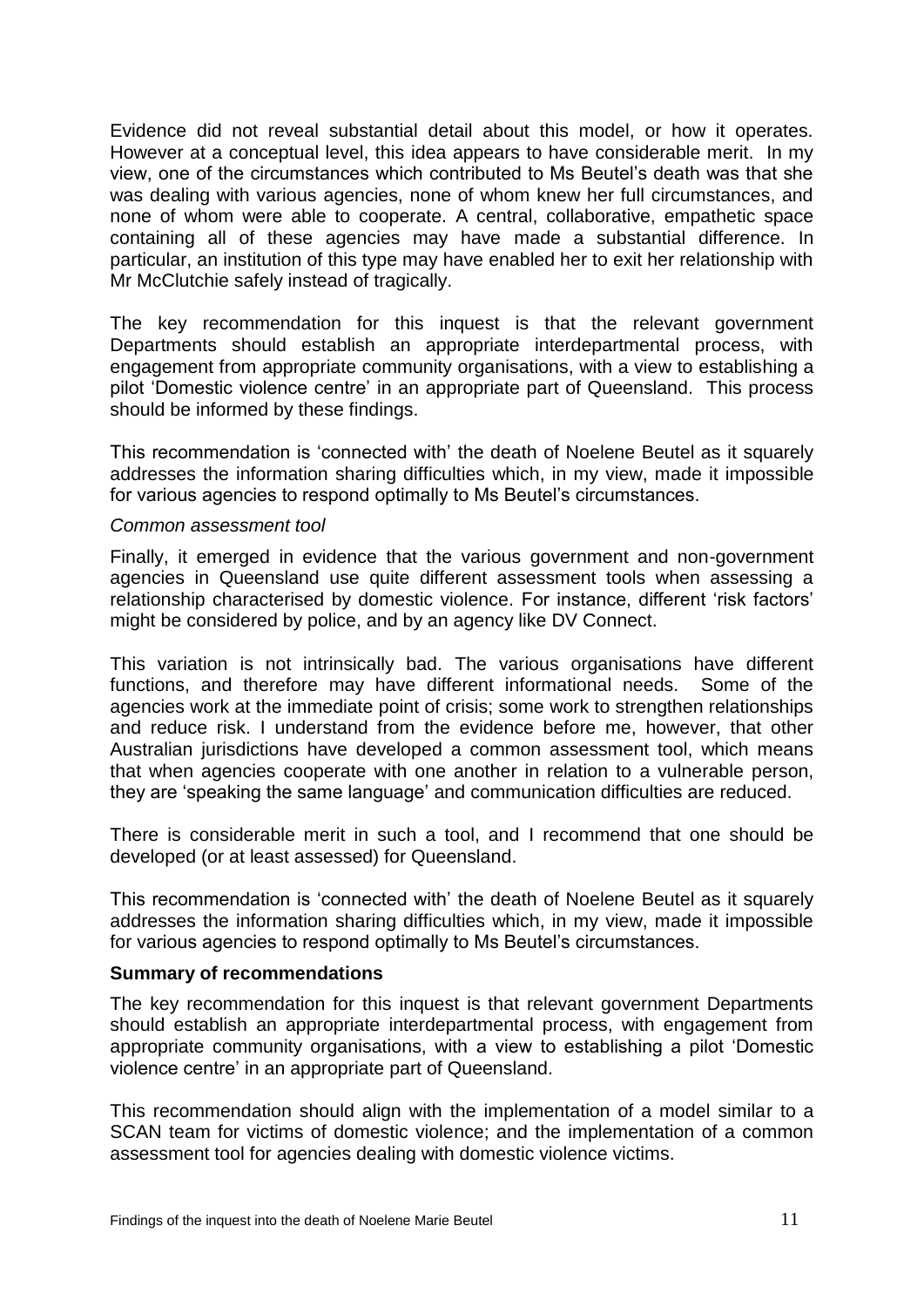Evidence did not reveal substantial detail about this model, or how it operates. However at a conceptual level, this idea appears to have considerable merit. In my view, one of the circumstances which contributed to Ms Beutel's death was that she was dealing with various agencies, none of whom knew her full circumstances, and none of whom were able to cooperate. A central, collaborative, empathetic space containing all of these agencies may have made a substantial difference. In particular, an institution of this type may have enabled her to exit her relationship with Mr McClutchie safely instead of tragically.

The key recommendation for this inquest is that the relevant government Departments should establish an appropriate interdepartmental process, with engagement from appropriate community organisations, with a view to establishing a pilot 'Domestic violence centre' in an appropriate part of Queensland. This process should be informed by these findings.

This recommendation is 'connected with' the death of Noelene Beutel as it squarely addresses the information sharing difficulties which, in my view, made it impossible for various agencies to respond optimally to Ms Beutel's circumstances.

*Common assessment tool*

Finally, it emerged in evidence that the various government and non-government agencies in Queensland use quite different assessment tools when assessing a relationship characterised by domestic violence. For instance, different 'risk factors' might be considered by police, and by an agency like DV Connect.

This variation is not intrinsically bad. The various organisations have different functions, and therefore may have different informational needs. Some of the agencies work at the immediate point of crisis; some work to strengthen relationships and reduce risk. I understand from the evidence before me, however, that other Australian jurisdictions have developed a common assessment tool, which means that when agencies cooperate with one another in relation to a vulnerable person, they are 'speaking the same language' and communication difficulties are reduced.

There is considerable merit in such a tool, and I recommend that one should be developed (or at least assessed) for Queensland.

This recommendation is 'connected with' the death of Noelene Beutel as it squarely addresses the information sharing difficulties which, in my view, made it impossible for various agencies to respond optimally to Ms Beutel's circumstances.

**Summary of recommendations**

The key recommendation for this inquest is that relevant government Departments should establish an appropriate interdepartmental process, with engagement from appropriate community organisations, with a view to establishing a pilot 'Domestic violence centre' in an appropriate part of Queensland.

This recommendation should align with the implementation of a model similar to a SCAN team for victims of domestic violence; and the implementation of a common assessment tool for agencies dealing with domestic violence victims.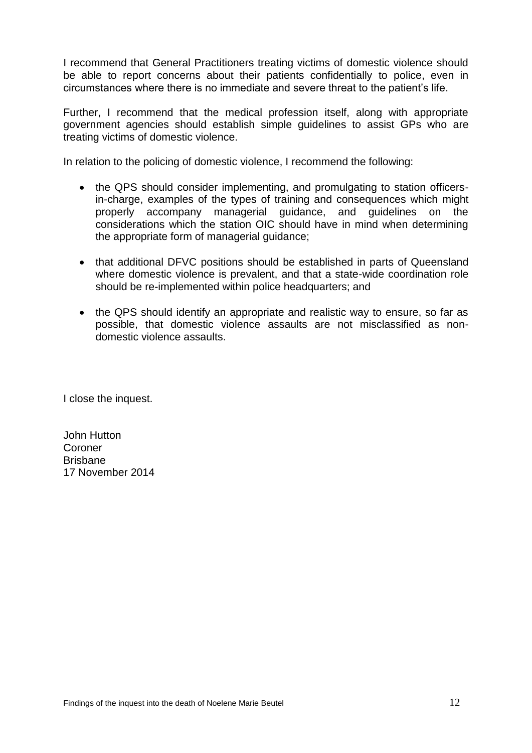I recommend that General Practitioners treating victims of domestic violence should be able to report concerns about their patients confidentially to police, even in circumstances where there is no immediate and severe threat to the patient's life.

Further, I recommend that the medical profession itself, along with appropriate government agencies should establish simple guidelines to assist GPs who are treating victims of domestic violence.

In relation to the policing of domestic violence, I recommend the following:

- the QPS should consider implementing, and promulgating to station officers-in-charge, examples of the types of training and consequences which might properly accompany managerial guidance, and guidelines on the considerations which the station OIC should have in mind when determining the appropriate form of managerial guidance;
- that additional DFVC positions should be established in parts of Queensland where domestic violence is prevalent, and that a state-wide coordination role should be re-implemented within police headquarters; and
- the QPS should identify an appropriate and realistic way to ensure, so far as possible, that domestic violence assaults are not misclassified as non-domestic violence assaults.

I close the inquest.

John Hutton
Coroner
Brisbane
17 November 2014